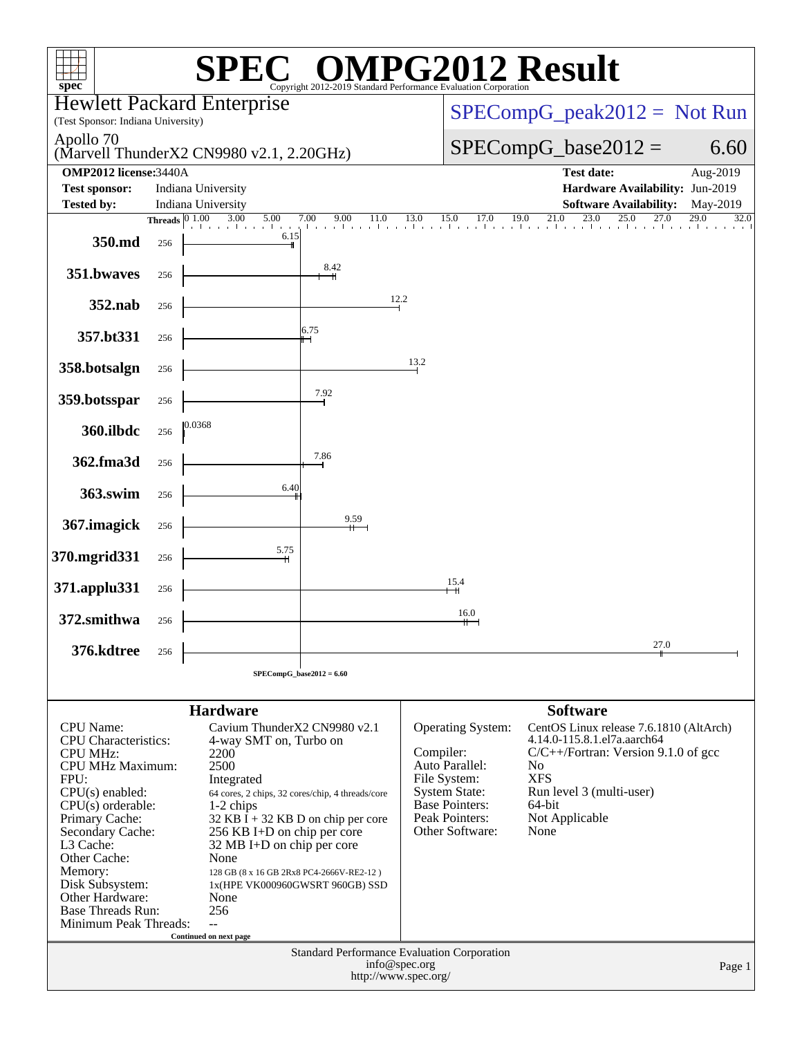# SPEC® OMPG2012 Result

Copyright 2012-2019 Standard Performance Evaluation Corporation

**Hewlett Packard Enterprise**
(Test Sponsor: Indiana University)

Apollo 70
(Marvell ThunderX2 CN9980 v2.1, 2.20GHz)

SPECompG_peak2012 = Not Run

SPECompG_base2012 = 6.60

| | | | |
|---|---|---|---|
| **OMP2012 license:** 3440A | | **Test date:** | Aug-2019 |
| **Test sponsor:** | Indiana University | **Hardware Availability:** | Jun-2019 |
| **Tested by:** | Indiana University | **Software Availability:** | May-2019 |

| Benchmark | Threads | Base Ratio |
|---|---|---|
| 350.md | 256 | 6.15 |
| 351.bwaves | 256 | 8.42 |
| 352.nab | 256 | 12.2 |
| 357.bt331 | 256 | 6.75 |
| 358.botsalgn | 256 | 13.2 |
| 359.botsspar | 256 | 7.92 |
| 360.ilbdc | 256 | 0.0368 |
| 362.fma3d | 256 | 7.86 |
| 363.swim | 256 | 6.40 |
| 367.imagick | 256 | 9.59 |
| 370.mgrid331 | 256 | 5.75 |
| 371.applu331 | 256 | 15.4 |
| 372.smithwa | 256 | 16.0 |
| 376.kdtree | 256 | 27.0 |

SPECompG_base2012 = 6.60

## Hardware

| | |
|---|---|
| CPU Name: | Cavium ThunderX2 CN9980 v2.1 |
| CPU Characteristics: | 4-way SMT on, Turbo on |
| CPU MHz: | 2200 |
| CPU MHz Maximum: | 2500 |
| FPU: | Integrated |
| CPU(s) enabled: | 64 cores, 2 chips, 32 cores/chip, 4 threads/core |
| CPU(s) orderable: | 1-2 chips |
| Primary Cache: | 32 KB I + 32 KB D on chip per core |
| Secondary Cache: | 256 KB I+D on chip per core |
| L3 Cache: | 32 MB I+D on chip per core |
| Other Cache: | None |
| Memory: | 128 GB (8 x 16 GB 2Rx8 PC4-2666V-RE2-12 ) |
| Disk Subsystem: | 1x(HPE VK000960GWSRT 960GB) SSD |
| Other Hardware: | None |
| Base Threads Run: | 256 |
| Minimum Peak Threads: | -- |

Continued on next page

## Software

| | |
|---|---|
| Operating System: | CentOS Linux release 7.6.1810 (AltArch) 4.14.0-115.8.1.el7a.aarch64 |
| Compiler: | C/C++/Fortran: Version 9.1.0 of gcc |
| Auto Parallel: | No |
| File System: | XFS |
| System State: | Run level 3 (multi-user) |
| Base Pointers: | 64-bit |
| Peak Pointers: | Not Applicable |
| Other Software: | None |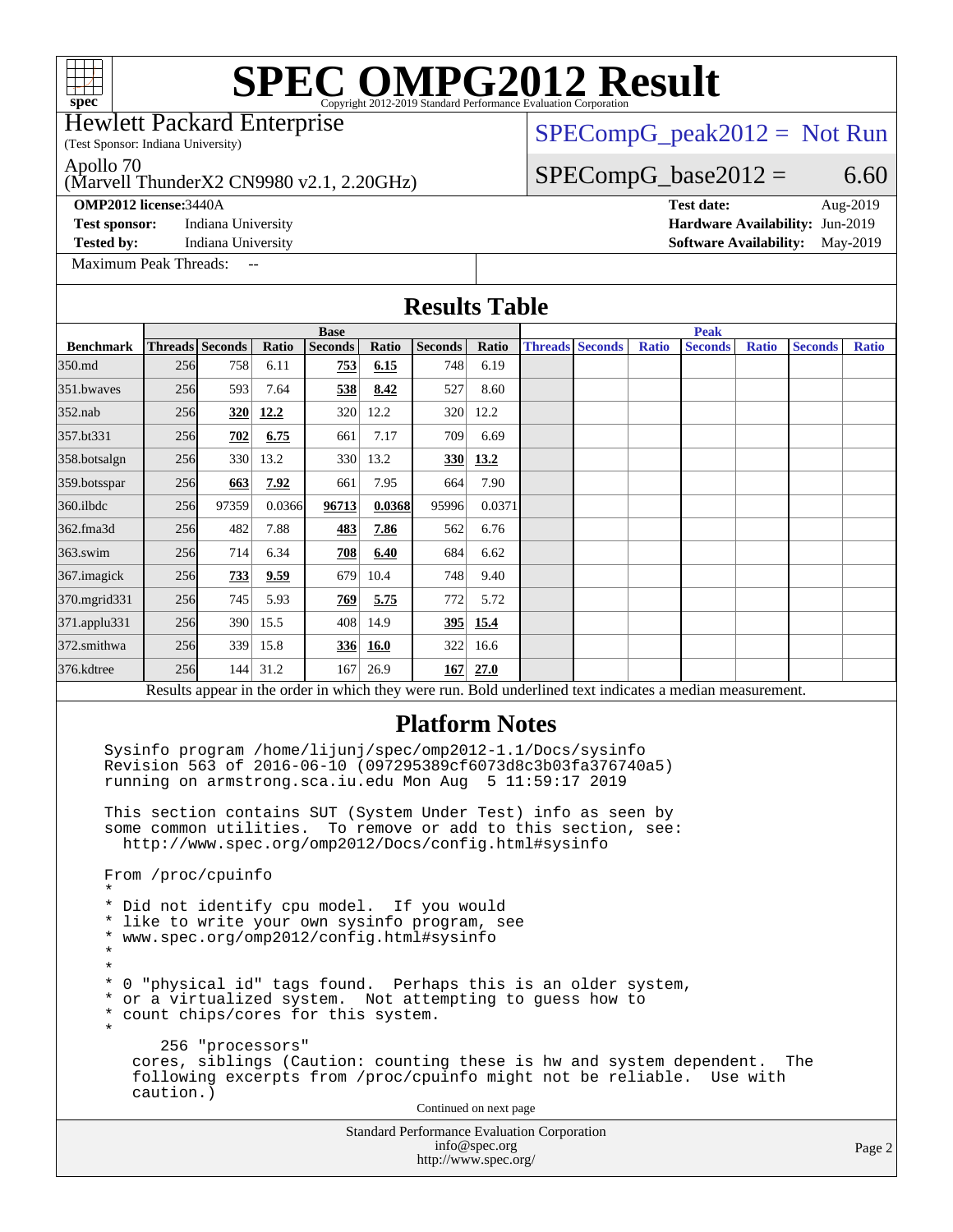# SPEC OMPG2012 Result

Copyright 2012-2019 Standard Performance Evaluation Corporation

**Hewlett Packard Enterprise**
(Test Sponsor: Indiana University)

**Apollo 70**
(Marvell ThunderX2 CN9980 v2.1, 2.20GHz)

SPECompG_peak2012 = Not Run

SPECompG_base2012 = 6.60

**OMP2012 license:** 3440A
**Test sponsor:** Indiana University
**Tested by:** Indiana University
**Test date:** Aug-2019
**Hardware Availability:** Jun-2019
**Software Availability:** May-2019

Maximum Peak Threads: --

## Results Table

| | Base | | | | | | | | Peak | | | | | | |
|---|---|---|---|---|---|---|---|---|---|---|---|---|---|---|---|
| **Benchmark** | **Threads** | **Seconds** | **Ratio** | **Seconds** | **Ratio** | **Seconds** | **Ratio** | **Threads** | **Seconds** | **Ratio** | **Seconds** | **Ratio** | **Seconds** | **Ratio** |
| 350.md | 256 | 758 | 6.11 | **753** | **6.15** | 748 | 6.19 | | | | | | | |
| 351.bwaves | 256 | 593 | 7.64 | **538** | **8.42** | 527 | 8.60 | | | | | | | |
| 352.nab | 256 | **320** | **12.2** | 320 | 12.2 | 320 | 12.2 | | | | | | | |
| 357.bt331 | 256 | **702** | **6.75** | 661 | 7.17 | 709 | 6.69 | | | | | | | |
| 358.botsalgn | 256 | 330 | 13.2 | 330 | 13.2 | **330** | **13.2** | | | | | | | |
| 359.botsspar | 256 | **663** | **7.92** | 661 | 7.95 | 664 | 7.90 | | | | | | | |
| 360.ilbdc | 256 | 97359 | 0.0366 | **96713** | **0.0368** | 95996 | 0.0371 | | | | | | | |
| 362.fma3d | 256 | 482 | 7.88 | **483** | **7.86** | 562 | 6.76 | | | | | | | |
| 363.swim | 256 | 714 | 6.34 | **708** | **6.40** | 684 | 6.62 | | | | | | | |
| 367.imagick | 256 | **733** | **9.59** | 679 | 10.4 | 748 | 9.40 | | | | | | | |
| 370.mgrid331 | 256 | 745 | 5.93 | **769** | **5.75** | 772 | 5.72 | | | | | | | |
| 371.applu331 | 256 | 390 | 15.5 | 408 | 14.9 | **395** | **15.4** | | | | | | | |
| 372.smithwa | 256 | 339 | 15.8 | **336** | **16.0** | 322 | 16.6 | | | | | | | |
| 376.kdtree | 256 | 144 | 31.2 | 167 | 26.9 | **167** | **27.0** | | | | | | | |

Results appear in the order in which they were run. Bold underlined text indicates a median measurement.

## Platform Notes

```
Sysinfo program /home/lijunj/spec/omp2012-1.1/Docs/sysinfo
Revision 563 of 2016-06-10 (097295389cf6073d8c3b03fa376740a5)
running on armstrong.sca.iu.edu Mon Aug  5 11:59:17 2019

This section contains SUT (System Under Test) info as seen by
some common utilities.  To remove or add to this section, see:
  http://www.spec.org/omp2012/Docs/config.html#sysinfo

From /proc/cpuinfo
*
* Did not identify cpu model.  If you would
* like to write your own sysinfo program, see
* www.spec.org/omp2012/config.html#sysinfo
*
*
* 0 "physical id" tags found.  Perhaps this is an older system,
* or a virtualized system.  Not attempting to guess how to
* count chips/cores for this system.
*
      256 "processors"
    cores, siblings (Caution: counting these is hw and system dependent.  The
    following excerpts from /proc/cpuinfo might not be reliable.  Use with
    caution.)
```

Continued on next page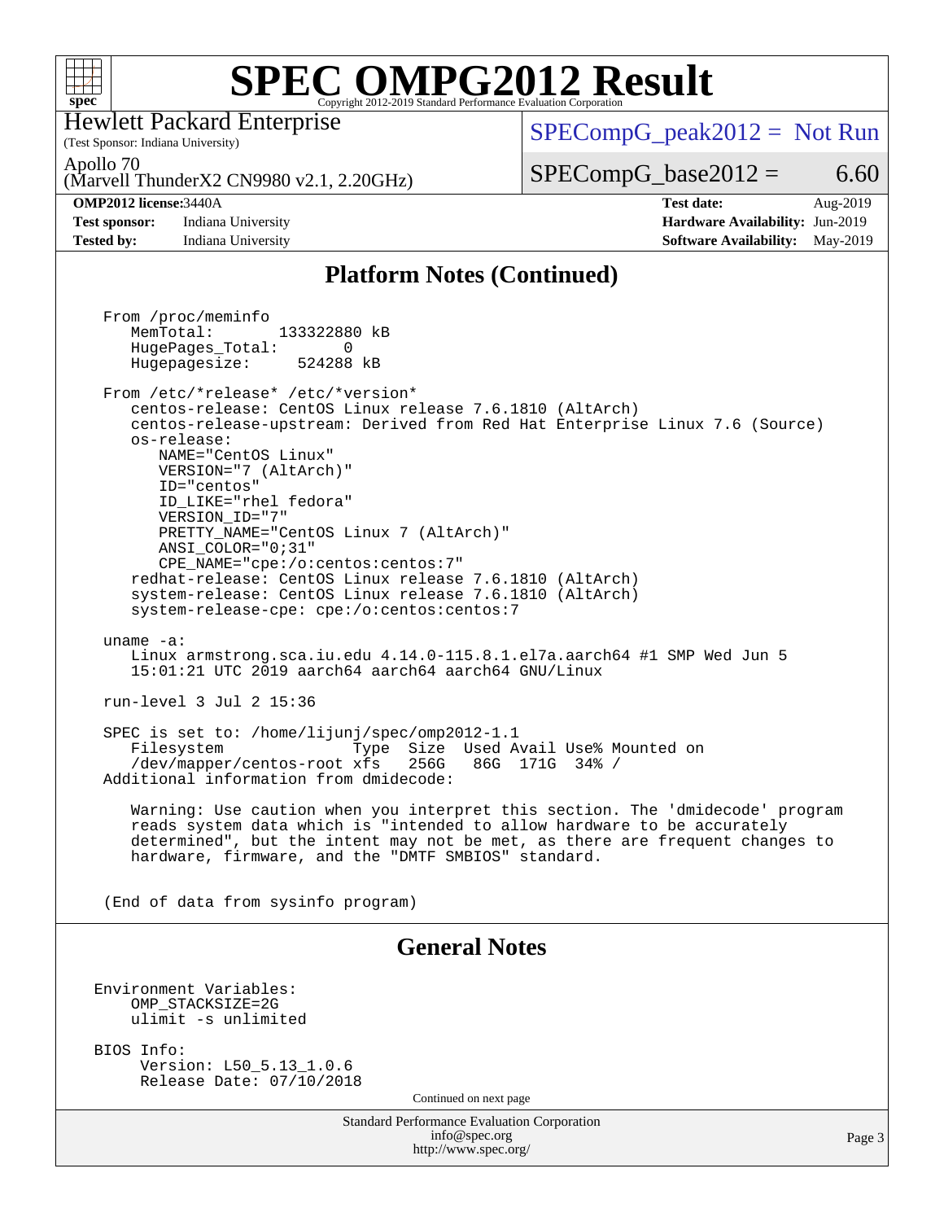## Platform Notes (Continued)

```
From /proc/meminfo
   MemTotal:       133322880 kB
   HugePages_Total:       0
   Hugepagesize:     524288 kB

From /etc/*release* /etc/*version*
   centos-release: CentOS Linux release 7.6.1810 (AltArch)
   centos-release-upstream: Derived from Red Hat Enterprise Linux 7.6 (Source)
   os-release:
      NAME="CentOS Linux"
      VERSION="7 (AltArch)"
      ID="centos"
      ID_LIKE="rhel fedora"
      VERSION_ID="7"
      PRETTY_NAME="CentOS Linux 7 (AltArch)"
      ANSI_COLOR="0;31"
      CPE_NAME="cpe:/o:centos:centos:7"
   redhat-release: CentOS Linux release 7.6.1810 (AltArch)
   system-release: CentOS Linux release 7.6.1810 (AltArch)
   system-release-cpe: cpe:/o:centos:centos:7

uname -a:
   Linux armstrong.sca.iu.edu 4.14.0-115.8.1.el7a.aarch64 #1 SMP Wed Jun 5
   15:01:21 UTC 2019 aarch64 aarch64 aarch64 GNU/Linux

run-level 3 Jul 2 15:36

SPEC is set to: /home/lijunj/spec/omp2012-1.1
   Filesystem              Type  Size  Used Avail Use% Mounted on
   /dev/mapper/centos-root xfs   256G   86G  171G  34% /
Additional information from dmidecode:

   Warning: Use caution when you interpret this section. The 'dmidecode' program
   reads system data which is "intended to allow hardware to be accurately
   determined", but the intent may not be met, as there are frequent changes to
   hardware, firmware, and the "DMTF SMBIOS" standard.


(End of data from sysinfo program)
```

## General Notes

```
Environment Variables:
    OMP_STACKSIZE=2G
    ulimit -s unlimited

BIOS Info:
     Version: L50_5.13_1.0.6
     Release Date: 07/10/2018
```

Continued on next page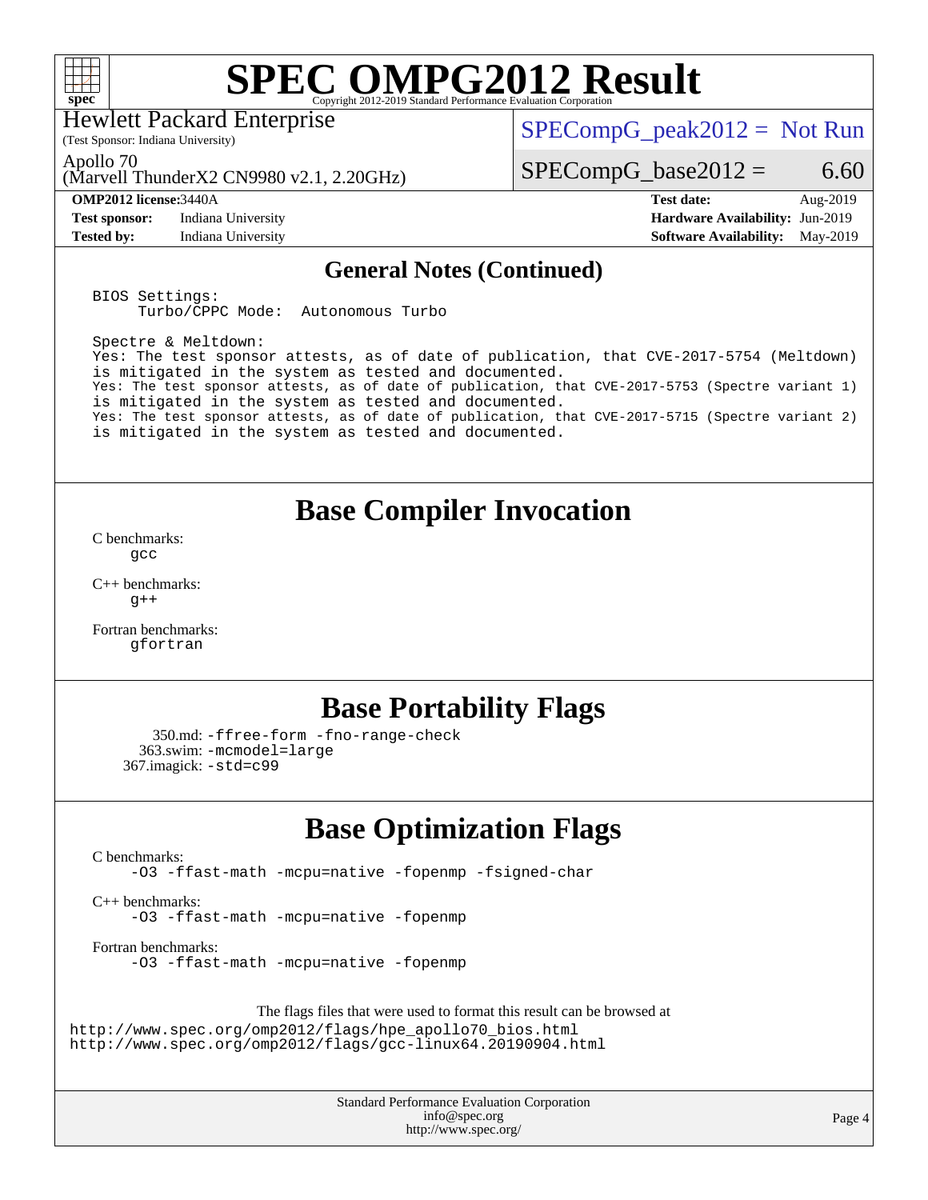# SPEC OMPG2012 Result

Copyright 2012-2019 Standard Performance Evaluation Corporation

Hewlett Packard Enterprise
(Test Sponsor: Indiana University)

Apollo 70
(Marvell ThunderX2 CN9980 v2.1, 2.20GHz)

SPECompG_peak2012 = Not Run

SPECompG_base2012 = 6.60

| | | | |
|---|---|---|---|
| **OMP2012 license:** | 3440A | **Test date:** | Aug-2019 |
| **Test sponsor:** | Indiana University | **Hardware Availability:** | Jun-2019 |
| **Tested by:** | Indiana University | **Software Availability:** | May-2019 |

## General Notes (Continued)

```
BIOS Settings:
     Turbo/CPPC Mode:  Autonomous Turbo

Spectre & Meltdown:
Yes: The test sponsor attests, as of date of publication, that CVE-2017-5754 (Meltdown)
is mitigated in the system as tested and documented.
Yes: The test sponsor attests, as of date of publication, that CVE-2017-5753 (Spectre variant 1)
is mitigated in the system as tested and documented.
Yes: The test sponsor attests, as of date of publication, that CVE-2017-5715 (Spectre variant 2)
is mitigated in the system as tested and documented.
```

## Base Compiler Invocation

C benchmarks:
gcc

C++ benchmarks:
g++

Fortran benchmarks:
gfortran

## Base Portability Flags

350.md: -ffree-form -fno-range-check
363.swim: -mcmodel=large
367.imagick: -std=c99

## Base Optimization Flags

C benchmarks:
-O3 -ffast-math -mcpu=native -fopenmp -fsigned-char

C++ benchmarks:
-O3 -ffast-math -mcpu=native -fopenmp

Fortran benchmarks:
-O3 -ffast-math -mcpu=native -fopenmp

The flags files that were used to format this result can be browsed at
http://www.spec.org/omp2012/flags/hpe_apollo70_bios.html
http://www.spec.org/omp2012/flags/gcc-linux64.20190904.html

Standard Performance Evaluation Corporation
info@spec.org
http://www.spec.org/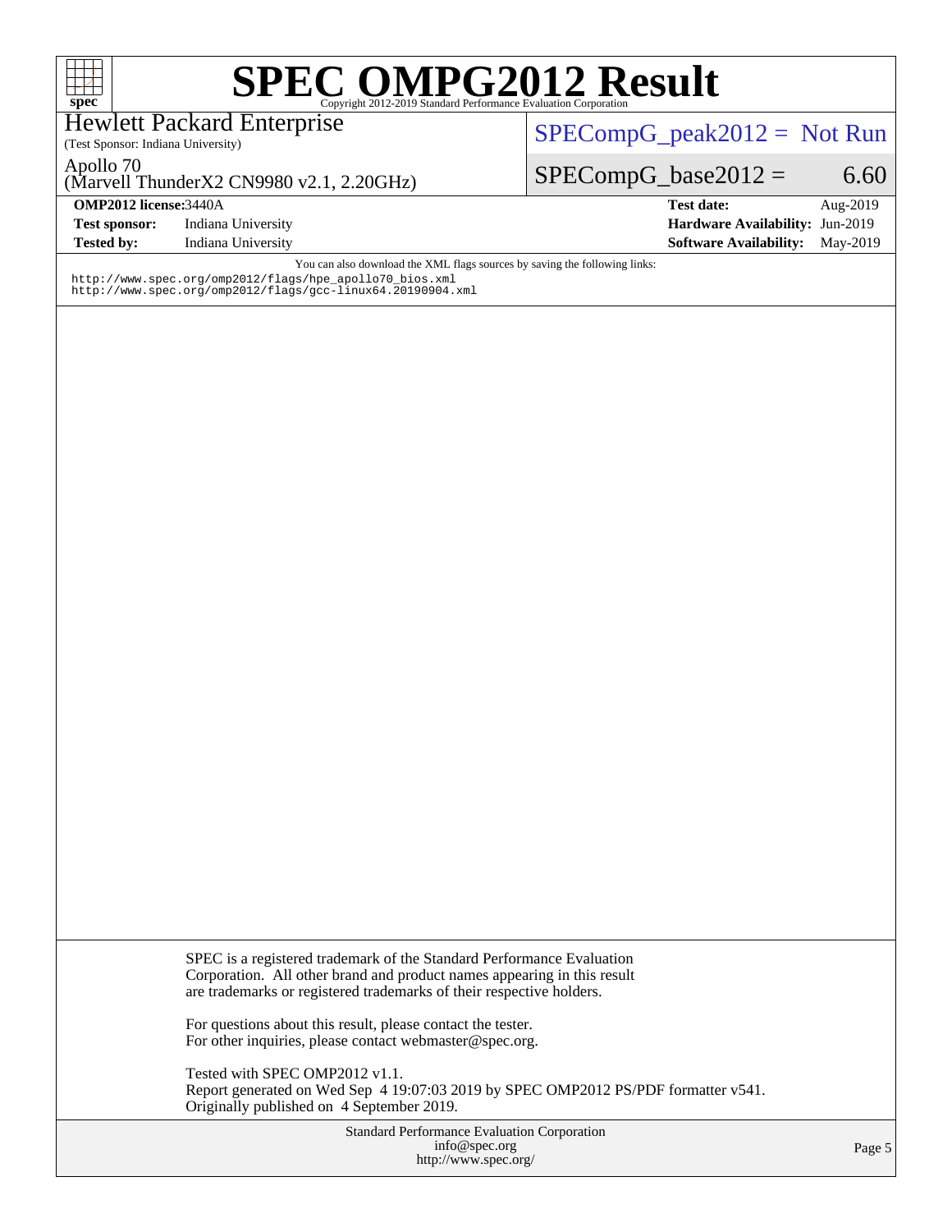# SPEC OMPG2012 Result

Copyright 2012-2019 Standard Performance Evaluation Corporation

Hewlett Packard Enterprise
(Test Sponsor: Indiana University)

Apollo 70
(Marvell ThunderX2 CN9980 v2.1, 2.20GHz)

SPECompG_peak2012 = Not Run

SPECompG_base2012 = 6.60

| | | | |
|---|---|---|---|
| **OMP2012 license:** | 3440A | **Test date:** | Aug-2019 |
| **Test sponsor:** | Indiana University | **Hardware Availability:** | Jun-2019 |
| **Tested by:** | Indiana University | **Software Availability:** | May-2019 |

You can also download the XML flags sources by saving the following links:

```
http://www.spec.org/omp2012/flags/hpe_apollo70_bios.xml
http://www.spec.org/omp2012/flags/gcc-linux64.20190904.xml
```

SPEC is a registered trademark of the Standard Performance Evaluation Corporation. All other brand and product names appearing in this result are trademarks or registered trademarks of their respective holders.

For questions about this result, please contact the tester.
For other inquiries, please contact webmaster@spec.org.

Tested with SPEC OMP2012 v1.1.
Report generated on Wed Sep 4 19:07:03 2019 by SPEC OMP2012 PS/PDF formatter v541.
Originally published on 4 September 2019.

Standard Performance Evaluation Corporation
info@spec.org
http://www.spec.org/